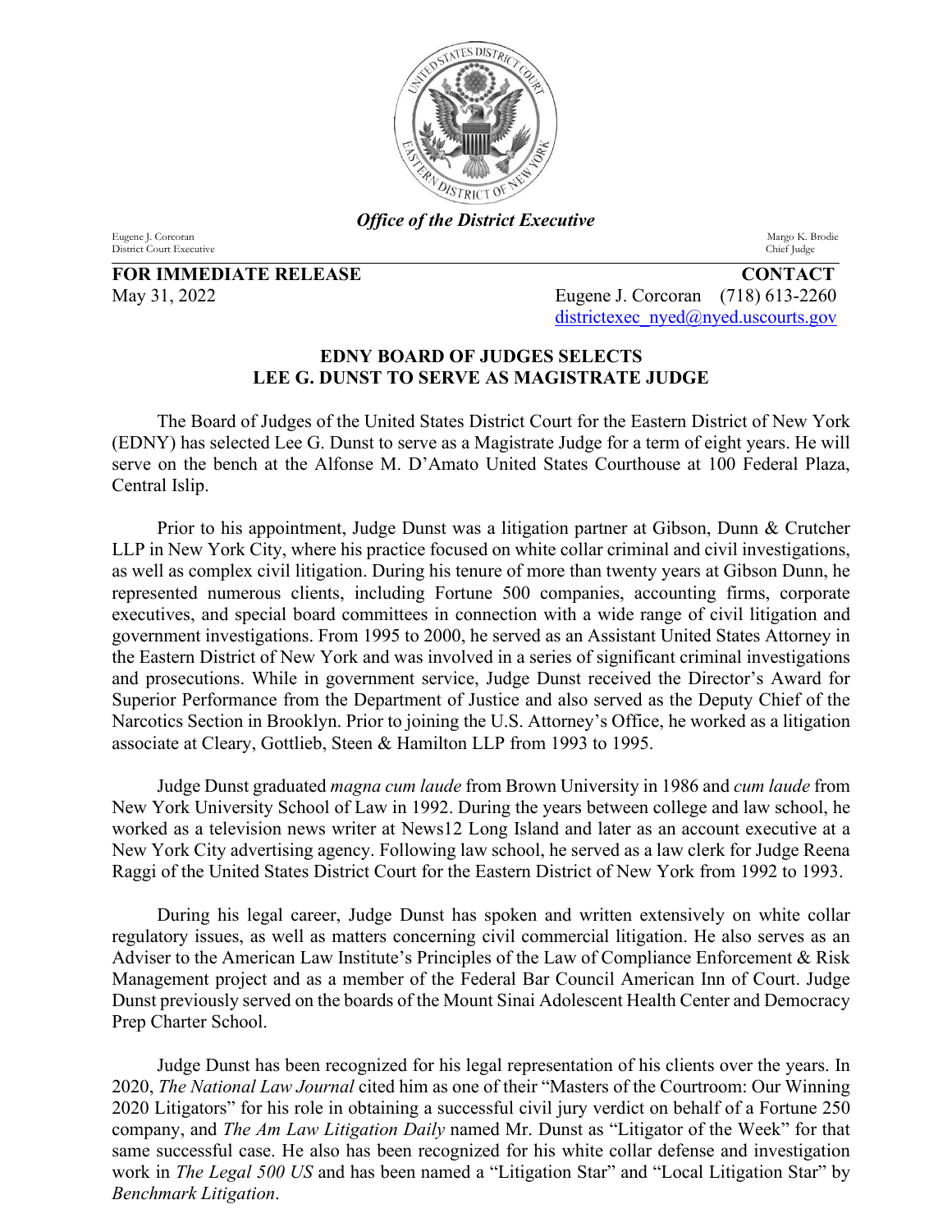*Office of the District Executive*

Eugene J. Corcoran
District Court Executive

Margo K. Brodie
Chief Judge

**FOR IMMEDIATE RELEASE**
May 31, 2022

**CONTACT**
Eugene J. Corcoran (718) 613-2260
districtexec_nyed@nyed.uscourts.gov

## EDNY BOARD OF JUDGES SELECTS LEE G. DUNST TO SERVE AS MAGISTRATE JUDGE

The Board of Judges of the United States District Court for the Eastern District of New York (EDNY) has selected Lee G. Dunst to serve as a Magistrate Judge for a term of eight years. He will serve on the bench at the Alfonse M. D'Amato United States Courthouse at 100 Federal Plaza, Central Islip.

Prior to his appointment, Judge Dunst was a litigation partner at Gibson, Dunn & Crutcher LLP in New York City, where his practice focused on white collar criminal and civil investigations, as well as complex civil litigation. During his tenure of more than twenty years at Gibson Dunn, he represented numerous clients, including Fortune 500 companies, accounting firms, corporate executives, and special board committees in connection with a wide range of civil litigation and government investigations. From 1995 to 2000, he served as an Assistant United States Attorney in the Eastern District of New York and was involved in a series of significant criminal investigations and prosecutions. While in government service, Judge Dunst received the Director's Award for Superior Performance from the Department of Justice and also served as the Deputy Chief of the Narcotics Section in Brooklyn. Prior to joining the U.S. Attorney's Office, he worked as a litigation associate at Cleary, Gottlieb, Steen & Hamilton LLP from 1993 to 1995.

Judge Dunst graduated *magna cum laude* from Brown University in 1986 and *cum laude* from New York University School of Law in 1992. During the years between college and law school, he worked as a television news writer at News12 Long Island and later as an account executive at a New York City advertising agency. Following law school, he served as a law clerk for Judge Reena Raggi of the United States District Court for the Eastern District of New York from 1992 to 1993.

During his legal career, Judge Dunst has spoken and written extensively on white collar regulatory issues, as well as matters concerning civil commercial litigation. He also serves as an Adviser to the American Law Institute's Principles of the Law of Compliance Enforcement & Risk Management project and as a member of the Federal Bar Council American Inn of Court. Judge Dunst previously served on the boards of the Mount Sinai Adolescent Health Center and Democracy Prep Charter School.

Judge Dunst has been recognized for his legal representation of his clients over the years. In 2020, *The National Law Journal* cited him as one of their "Masters of the Courtroom: Our Winning 2020 Litigators" for his role in obtaining a successful civil jury verdict on behalf of a Fortune 250 company, and *The Am Law Litigation Daily* named Mr. Dunst as "Litigator of the Week" for that same successful case. He also has been recognized for his white collar defense and investigation work in *The Legal 500 US* and has been named a "Litigation Star" and "Local Litigation Star" by *Benchmark Litigation*.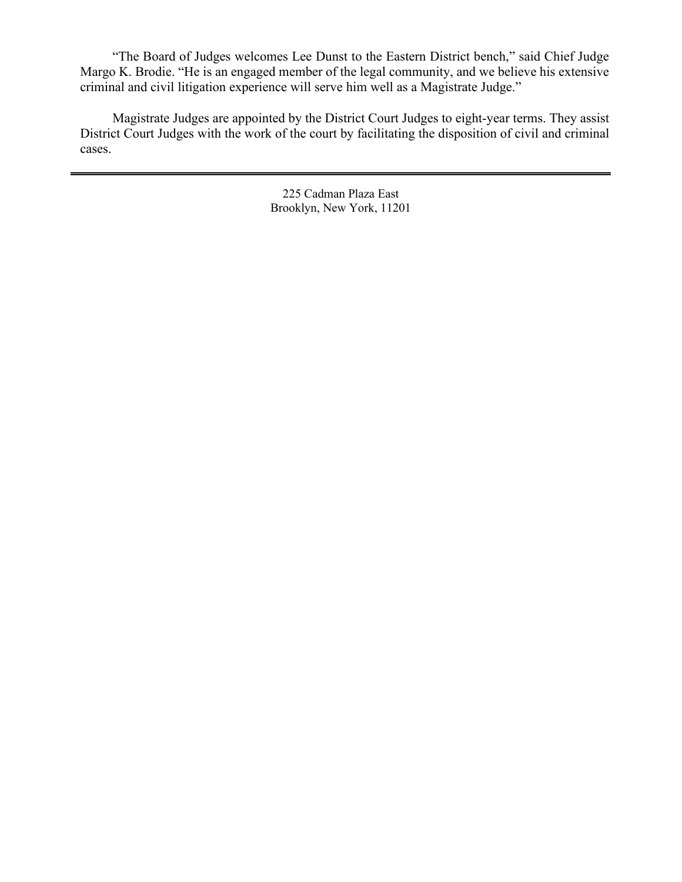"The Board of Judges welcomes Lee Dunst to the Eastern District bench," said Chief Judge Margo K. Brodie. "He is an engaged member of the legal community, and we believe his extensive criminal and civil litigation experience will serve him well as a Magistrate Judge."

Magistrate Judges are appointed by the District Court Judges to eight-year terms. They assist District Court Judges with the work of the court by facilitating the disposition of civil and criminal cases.

---

225 Cadman Plaza East
Brooklyn, New York, 11201